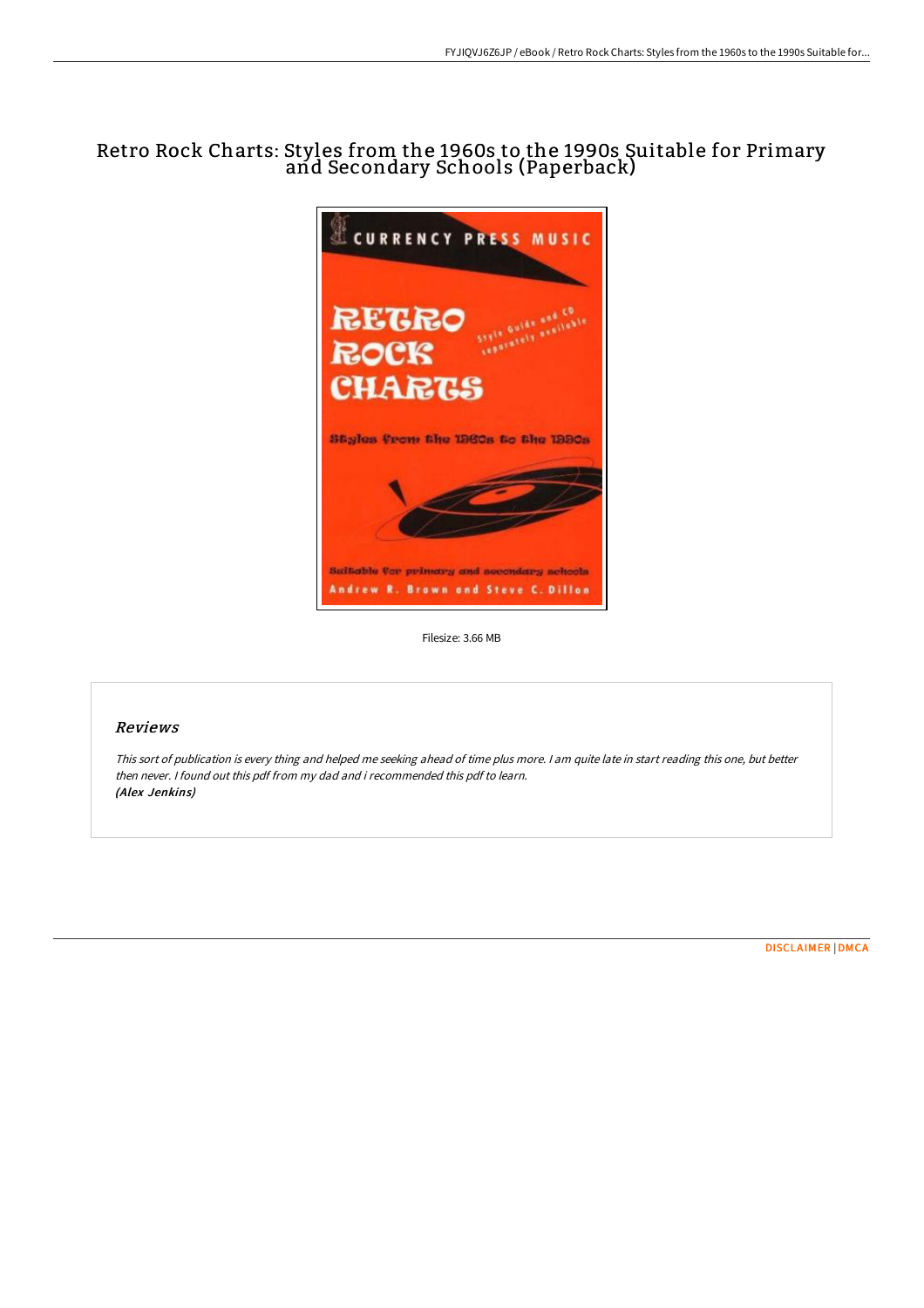# Retro Rock Charts: Styles from the 1960s to the 1990s Suitable for Primary and Secondary Schools (Paperback)

Filesize: 3.66 MB

## Reviews

*This sort of publication is every thing and helped me seeking ahead of time plus more. I am quite late in start reading this one, but better then never. I found out this pdf from my dad and i recommended this pdf to learn.*
***(Alex Jenkins)***

DISCLAIMER | DMCA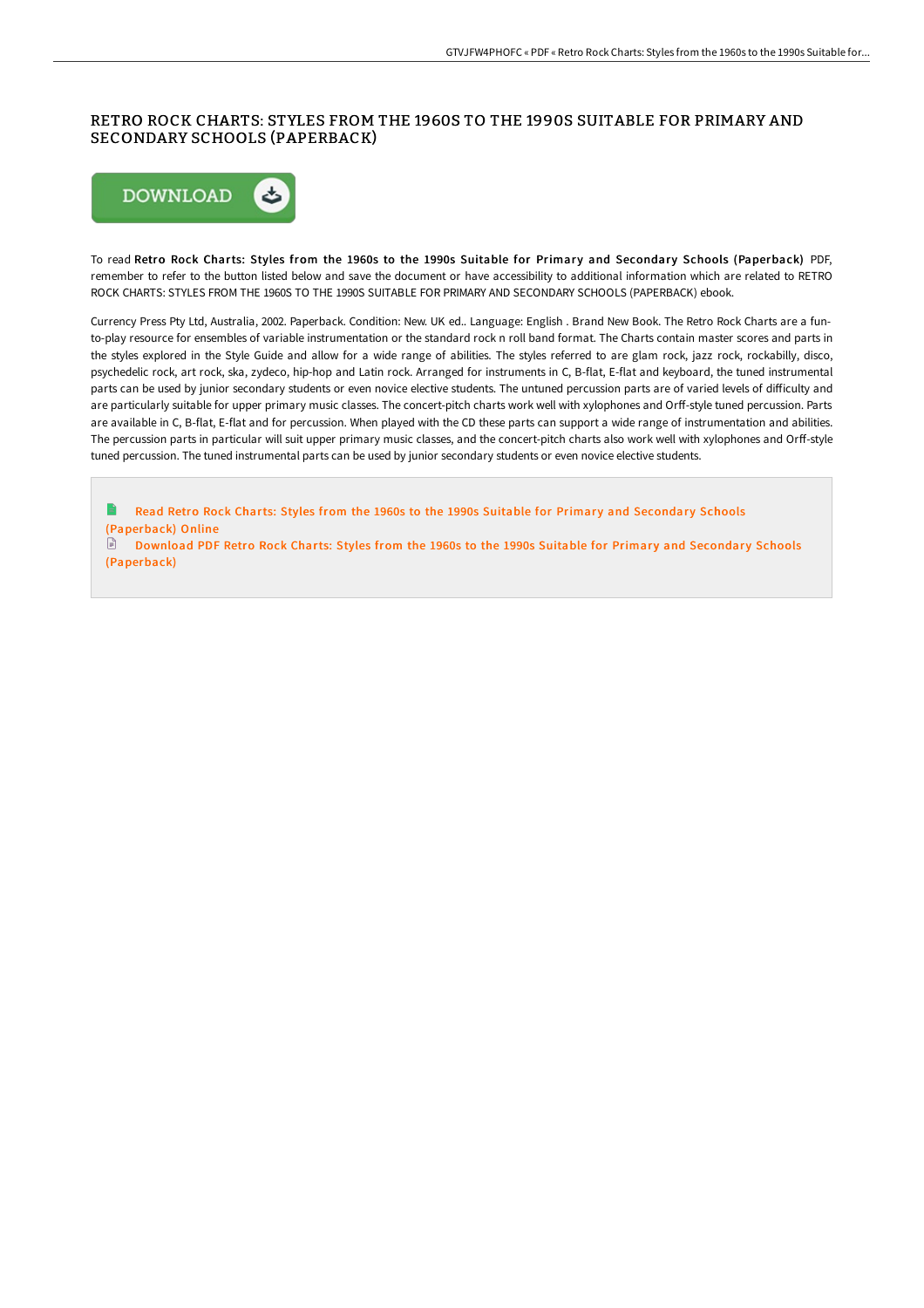# RETRO ROCK CHARTS: STYLES FROM THE 1960S TO THE 1990S SUITABLE FOR PRIMARY AND SECONDARY SCHOOLS (PAPERBACK)

DOWNLOAD

To read **Retro Rock Charts: Styles from the 1960s to the 1990s Suitable for Primary and Secondary Schools (Paperback)** PDF, remember to refer to the button listed below and save the document or have accessibility to additional information which are related to RETRO ROCK CHARTS: STYLES FROM THE 1960S TO THE 1990S SUITABLE FOR PRIMARY AND SECONDARY SCHOOLS (PAPERBACK) ebook.

Currency Press Pty Ltd, Australia, 2002. Paperback. Condition: New. UK ed.. Language: English . Brand New Book. The Retro Rock Charts are a fun-to-play resource for ensembles of variable instrumentation or the standard rock n roll band format. The Charts contain master scores and parts in the styles explored in the Style Guide and allow for a wide range of abilities. The styles referred to are glam rock, jazz rock, rockabilly, disco, psychedelic rock, art rock, ska, zydeco, hip-hop and Latin rock. Arranged for instruments in C, B-flat, E-flat and keyboard, the tuned instrumental parts can be used by junior secondary students or even novice elective students. The untuned percussion parts are of varied levels of difficulty and are particularly suitable for upper primary music classes. The concert-pitch charts work well with xylophones and Orff-style tuned percussion. Parts are available in C, B-flat, E-flat and for percussion. When played with the CD these parts can support a wide range of instrumentation and abilities. The percussion parts in particular will suit upper primary music classes, and the concert-pitch charts also work well with xylophones and Orff-style tuned percussion. The tuned instrumental parts can be used by junior secondary students or even novice elective students.

Read Retro Rock Charts: Styles from the 1960s to the 1990s Suitable for Primary and Secondary Schools (Paperback) Online

Download PDF Retro Rock Charts: Styles from the 1960s to the 1990s Suitable for Primary and Secondary Schools (Paperback)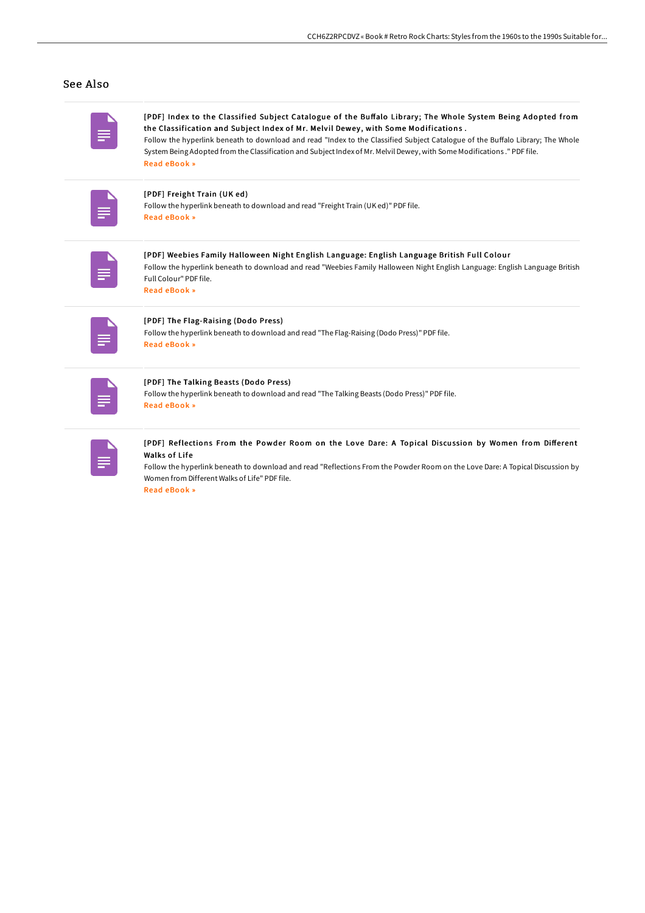## See Also

**[PDF] Index to the Classified Subject Catalogue of the Buffalo Library; The Whole System Being Adopted from the Classification and Subject Index of Mr. Melvil Dewey, with Some Modifications .**

Follow the hyperlink beneath to download and read "Index to the Classified Subject Catalogue of the Buffalo Library; The Whole System Being Adopted from the Classification and Subject Index of Mr. Melvil Dewey, with Some Modifications ." PDF file.

Read eBook »

**[PDF] Freight Train (UK ed)**

Follow the hyperlink beneath to download and read "Freight Train (UK ed)" PDF file.

Read eBook »

**[PDF] Weebies Family Halloween Night English Language: English Language British Full Colour**

Follow the hyperlink beneath to download and read "Weebies Family Halloween Night English Language: English Language British Full Colour" PDF file.

Read eBook »

**[PDF] The Flag-Raising (Dodo Press)**

Follow the hyperlink beneath to download and read "The Flag-Raising (Dodo Press)" PDF file.

Read eBook »

**[PDF] The Talking Beasts (Dodo Press)**

Follow the hyperlink beneath to download and read "The Talking Beasts (Dodo Press)" PDF file.

Read eBook »

**[PDF] Reflections From the Powder Room on the Love Dare: A Topical Discussion by Women from Different Walks of Life**

Follow the hyperlink beneath to download and read "Reflections From the Powder Room on the Love Dare: A Topical Discussion by Women from Different Walks of Life" PDF file.

Read eBook »